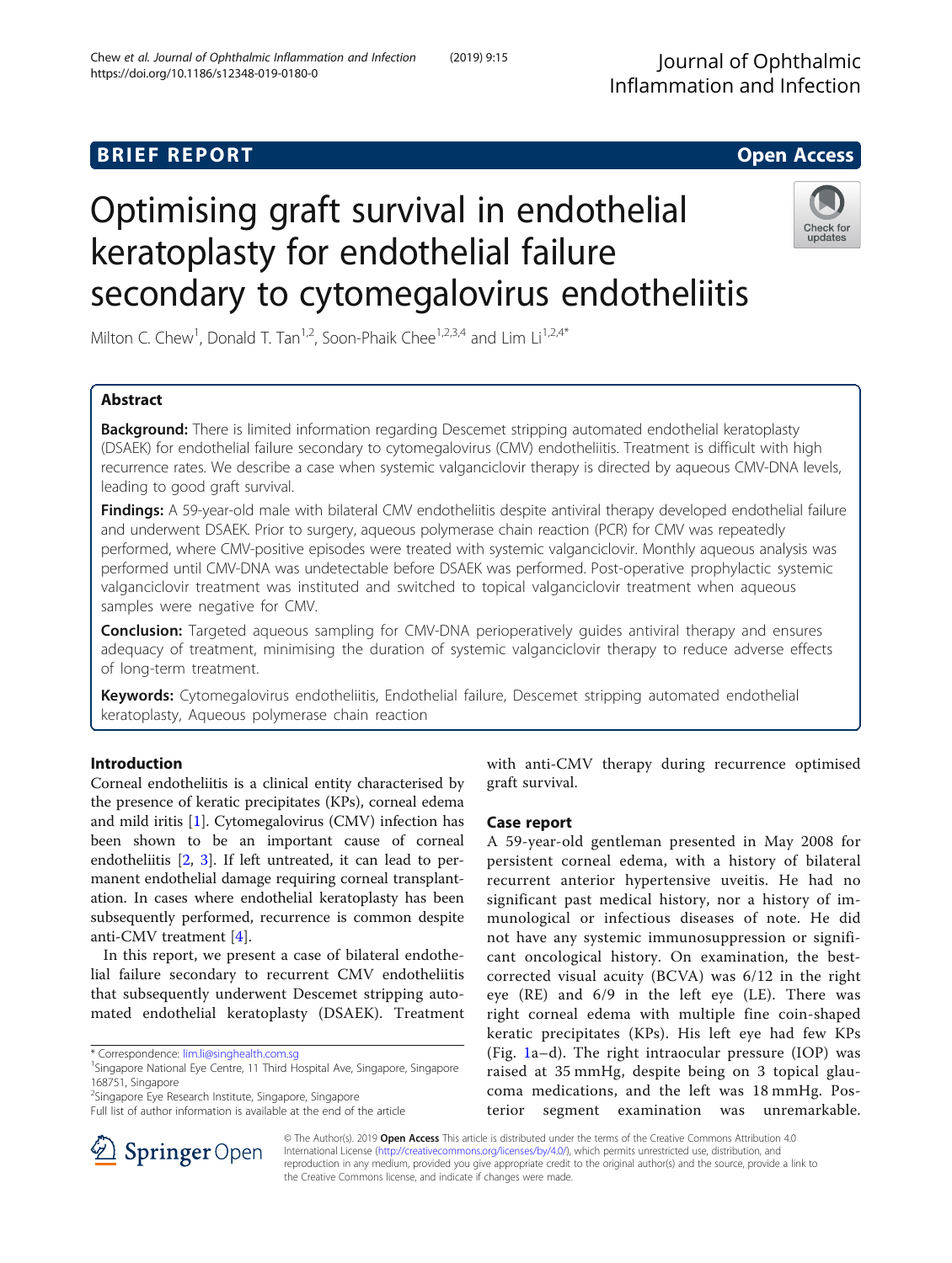BRIEF REPORT

Open Access

# Optimising graft survival in endothelial keratoplasty for endothelial failure secondary to cytomegalovirus endotheliitis

Milton C. Chew[1], Donald T. Tan[1,2], Soon-Phaik Chee[1,2,3,4] and Lim Li[1,2,4*]

## Abstract

**Background:** There is limited information regarding Descemet stripping automated endothelial keratoplasty (DSAEK) for endothelial failure secondary to cytomegalovirus (CMV) endotheliitis. Treatment is difficult with high recurrence rates. We describe a case when systemic valganciclovir therapy is directed by aqueous CMV-DNA levels, leading to good graft survival.

**Findings:** A 59-year-old male with bilateral CMV endotheliitis despite antiviral therapy developed endothelial failure and underwent DSAEK. Prior to surgery, aqueous polymerase chain reaction (PCR) for CMV was repeatedly performed, where CMV-positive episodes were treated with systemic valganciclovir. Monthly aqueous analysis was performed until CMV-DNA was undetectable before DSAEK was performed. Post-operative prophylactic systemic valganciclovir treatment was instituted and switched to topical valganciclovir treatment when aqueous samples were negative for CMV.

**Conclusion:** Targeted aqueous sampling for CMV-DNA perioperatively guides antiviral therapy and ensures adequacy of treatment, minimising the duration of systemic valganciclovir therapy to reduce adverse effects of long-term treatment.

**Keywords:** Cytomegalovirus endotheliitis, Endothelial failure, Descemet stripping automated endothelial keratoplasty, Aqueous polymerase chain reaction

## Introduction

Corneal endotheliitis is a clinical entity characterised by the presence of keratic precipitates (KPs), corneal edema and mild iritis [1]. Cytomegalovirus (CMV) infection has been shown to be an important cause of corneal endotheliitis [2, 3]. If left untreated, it can lead to permanent endothelial damage requiring corneal transplantation. In cases where endothelial keratoplasty has been subsequently performed, recurrence is common despite anti-CMV treatment [4].

In this report, we present a case of bilateral endothelial failure secondary to recurrent CMV endotheliitis that subsequently underwent Descemet stripping automated endothelial keratoplasty (DSAEK). Treatment with anti-CMV therapy during recurrence optimised graft survival.

## Case report

A 59-year-old gentleman presented in May 2008 for persistent corneal edema, with a history of bilateral recurrent anterior hypertensive uveitis. He had no significant past medical history, nor a history of immunological or infectious diseases of note. He did not have any systemic immunosuppression or significant oncological history. On examination, the best-corrected visual acuity (BCVA) was 6/12 in the right eye (RE) and 6/9 in the left eye (LE). There was right corneal edema with multiple fine coin-shaped keratic precipitates (KPs). His left eye had few KPs (Fig. 1a–d). The right intraocular pressure (IOP) was raised at 35 mmHg, despite being on 3 topical glaucoma medications, and the left was 18 mmHg. Posterior segment examination was unremarkable.

\* Correspondence: lim.li@singhealth.com.sg

[1]Singapore National Eye Centre, 11 Third Hospital Ave, Singapore, Singapore 168751, Singapore

[2]Singapore Eye Research Institute, Singapore, Singapore

Full list of author information is available at the end of the article

© The Author(s). 2019 **Open Access** This article is distributed under the terms of the Creative Commons Attribution 4.0 International License (http://creativecommons.org/licenses/by/4.0/), which permits unrestricted use, distribution, and reproduction in any medium, provided you give appropriate credit to the original author(s) and the source, provide a link to the Creative Commons license, and indicate if changes were made.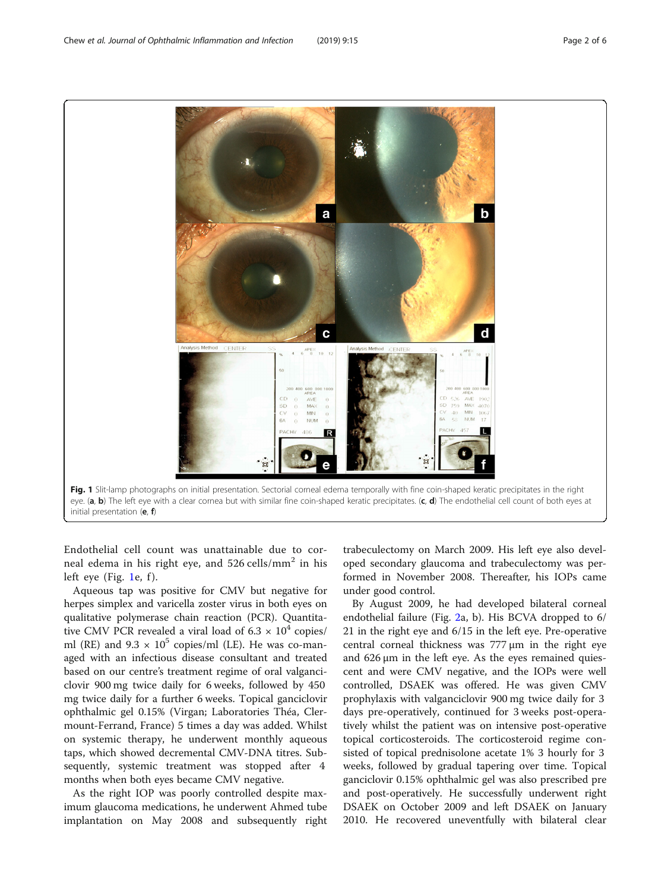Fig. 1 Slit-lamp photographs on initial presentation. Sectorial corneal edema temporally with fine coin-shaped keratic precipitates in the right eye. (**a**, **b**) The left eye with a clear cornea but with similar fine coin-shaped keratic precipitates. (**c**, **d**) The endothelial cell count of both eyes at initial presentation (**e**, **f**)

Endothelial cell count was unattainable due to corneal edema in his right eye, and 526 cells/mm$^2$ in his left eye (Fig. 1e, f).

Aqueous tap was positive for CMV but negative for herpes simplex and varicella zoster virus in both eyes on qualitative polymerase chain reaction (PCR). Quantitative CMV PCR revealed a viral load of $6.3 \times 10^4$ copies/ml (RE) and $9.3 \times 10^5$ copies/ml (LE). He was co-managed with an infectious disease consultant and treated based on our centre's treatment regime of oral valganciclovir 900 mg twice daily for 6 weeks, followed by 450 mg twice daily for a further 6 weeks. Topical ganciclovir ophthalmic gel 0.15% (Virgan; Laboratories Théa, Clermount-Ferrand, France) 5 times a day was added. Whilst on systemic therapy, he underwent monthly aqueous taps, which showed decremental CMV-DNA titres. Subsequently, systemic treatment was stopped after 4 months when both eyes became CMV negative.

As the right IOP was poorly controlled despite maximum glaucoma medications, he underwent Ahmed tube implantation on May 2008 and subsequently right trabeculectomy on March 2009. His left eye also developed secondary glaucoma and trabeculectomy was performed in November 2008. Thereafter, his IOPs came under good control.

By August 2009, he had developed bilateral corneal endothelial failure (Fig. 2a, b). His BCVA dropped to 6/21 in the right eye and 6/15 in the left eye. Pre-operative central corneal thickness was 777 μm in the right eye and 626 μm in the left eye. As the eyes remained quiescent and were CMV negative, and the IOPs were well controlled, DSAEK was offered. He was given CMV prophylaxis with valganciclovir 900 mg twice daily for 3 days pre-operatively, continued for 3 weeks post-operatively whilst the patient was on intensive post-operative topical corticosteroids. The corticosteroid regime consisted of topical prednisolone acetate 1% 3 hourly for 3 weeks, followed by gradual tapering over time. Topical ganciclovir 0.15% ophthalmic gel was also prescribed pre and post-operatively. He successfully underwent right DSAEK on October 2009 and left DSAEK on January 2010. He recovered uneventfully with bilateral clear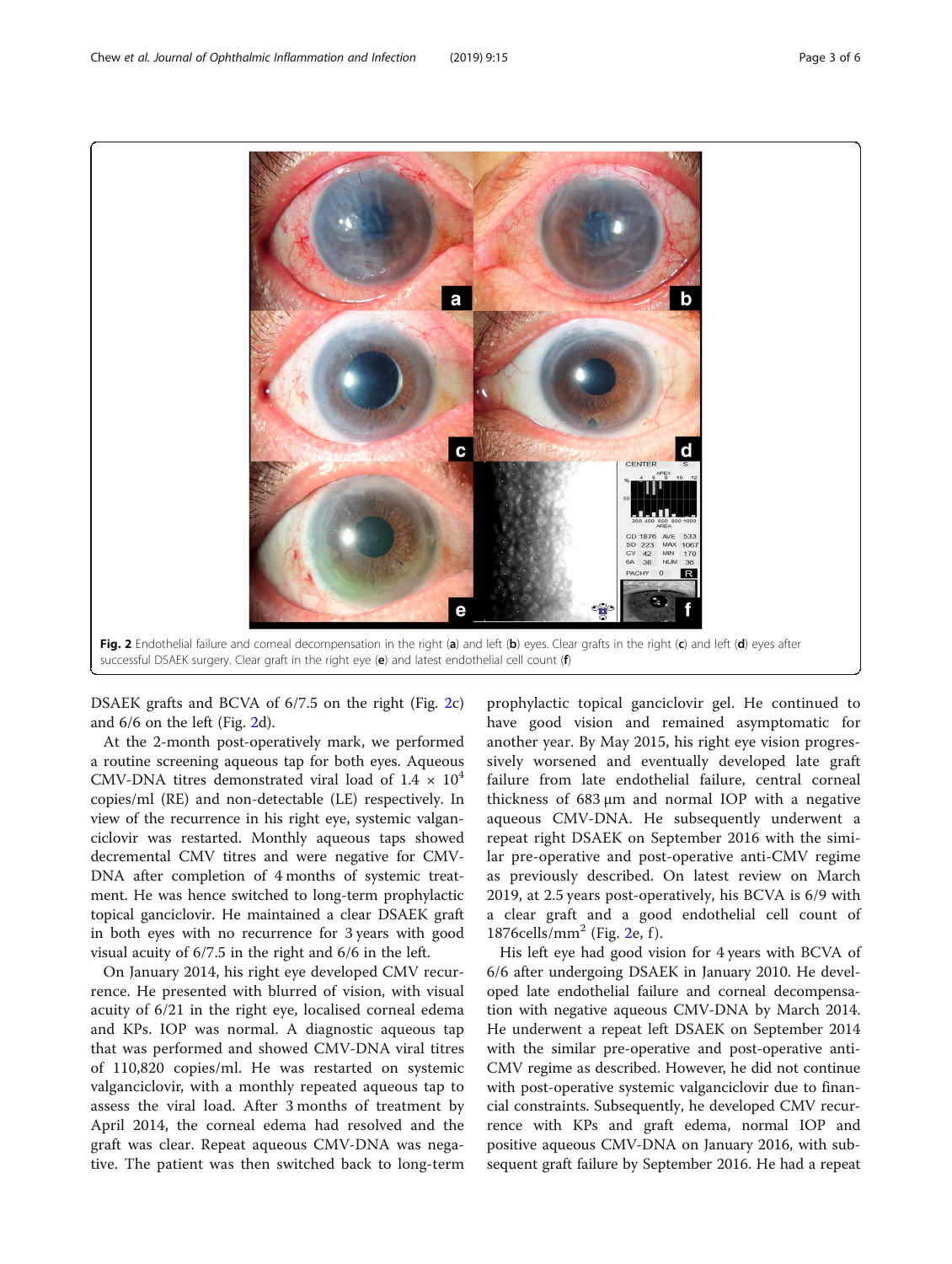Fig. 2 Endothelial failure and corneal decompensation in the right (a) and left (b) eyes. Clear grafts in the right (c) and left (d) eyes after successful DSAEK surgery. Clear graft in the right eye (e) and latest endothelial cell count (f)

DSAEK grafts and BCVA of 6/7.5 on the right (Fig. 2c) and 6/6 on the left (Fig. 2d).

At the 2-month post-operatively mark, we performed a routine screening aqueous tap for both eyes. Aqueous CMV-DNA titres demonstrated viral load of $1.4 \times 10^4$ copies/ml (RE) and non-detectable (LE) respectively. In view of the recurrence in his right eye, systemic valganciclovir was restarted. Monthly aqueous taps showed decremental CMV titres and were negative for CMV-DNA after completion of 4 months of systemic treatment. He was hence switched to long-term prophylactic topical ganciclovir. He maintained a clear DSAEK graft in both eyes with no recurrence for 3 years with good visual acuity of 6/7.5 in the right and 6/6 in the left.

On January 2014, his right eye developed CMV recurrence. He presented with blurred of vision, with visual acuity of 6/21 in the right eye, localised corneal edema and KPs. IOP was normal. A diagnostic aqueous tap that was performed and showed CMV-DNA viral titres of 110,820 copies/ml. He was restarted on systemic valganciclovir, with a monthly repeated aqueous tap to assess the viral load. After 3 months of treatment by April 2014, the corneal edema had resolved and the graft was clear. Repeat aqueous CMV-DNA was negative. The patient was then switched back to long-term prophylactic topical ganciclovir gel. He continued to have good vision and remained asymptomatic for another year. By May 2015, his right eye vision progressively worsened and eventually developed late graft failure from late endothelial failure, central corneal thickness of 683 μm and normal IOP with a negative aqueous CMV-DNA. He subsequently underwent a repeat right DSAEK on September 2016 with the similar pre-operative and post-operative anti-CMV regime as previously described. On latest review on March 2019, at 2.5 years post-operatively, his BCVA is 6/9 with a clear graft and a good endothelial cell count of 1876cells/mm$^2$ (Fig. 2e, f).

His left eye had good vision for 4 years with BCVA of 6/6 after undergoing DSAEK in January 2010. He developed late endothelial failure and corneal decompensation with negative aqueous CMV-DNA by March 2014. He underwent a repeat left DSAEK on September 2014 with the similar pre-operative and post-operative anti-CMV regime as described. However, he did not continue with post-operative systemic valganciclovir due to financial constraints. Subsequently, he developed CMV recurrence with KPs and graft edema, normal IOP and positive aqueous CMV-DNA on January 2016, with subsequent graft failure by September 2016. He had a repeat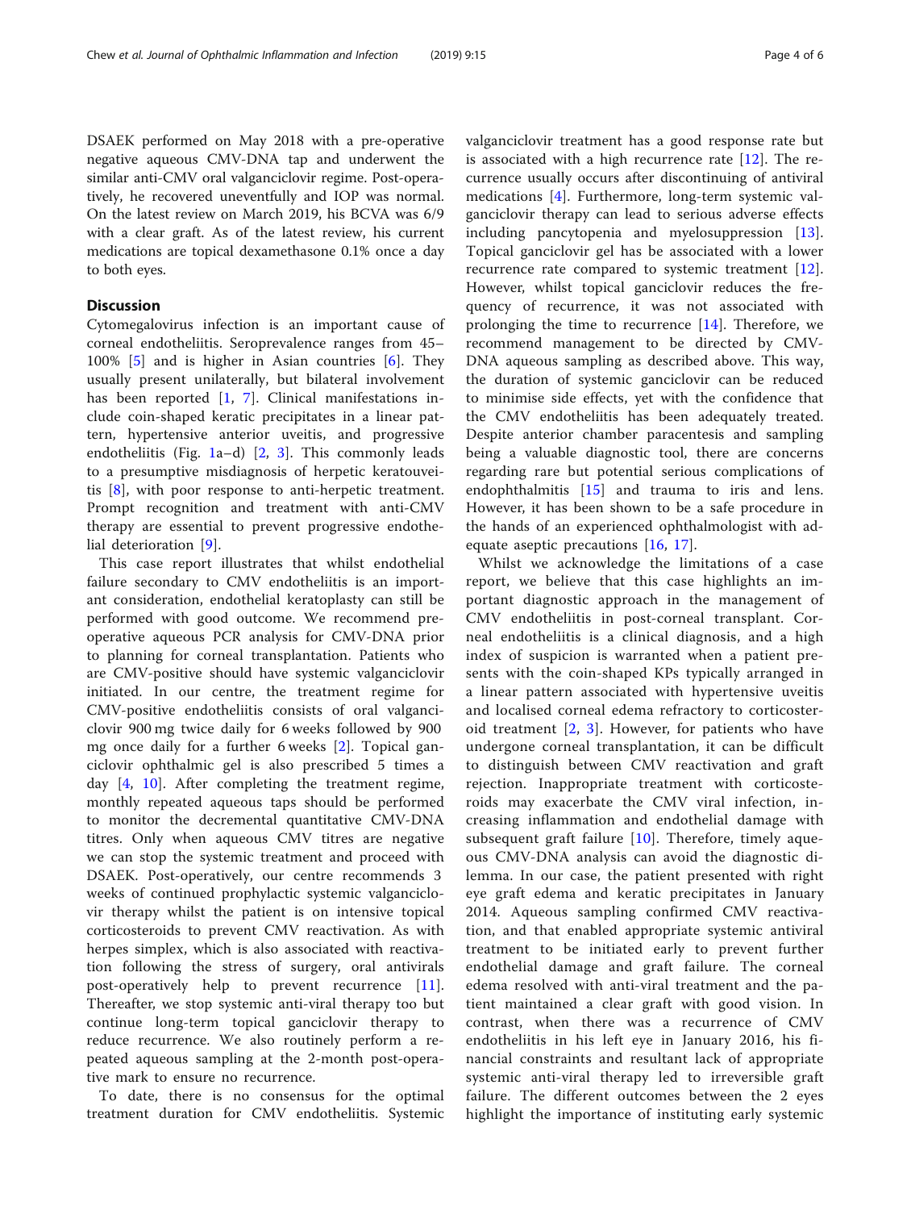DSAEK performed on May 2018 with a pre-operative negative aqueous CMV-DNA tap and underwent the similar anti-CMV oral valganciclovir regime. Post-operatively, he recovered uneventfully and IOP was normal. On the latest review on March 2019, his BCVA was 6/9 with a clear graft. As of the latest review, his current medications are topical dexamethasone 0.1% once a day to both eyes.

## Discussion

Cytomegalovirus infection is an important cause of corneal endotheliitis. Seroprevalence ranges from 45–100% [5] and is higher in Asian countries [6]. They usually present unilaterally, but bilateral involvement has been reported [1, 7]. Clinical manifestations include coin-shaped keratic precipitates in a linear pattern, hypertensive anterior uveitis, and progressive endotheliitis (Fig. 1a–d) [2, 3]. This commonly leads to a presumptive misdiagnosis of herpetic keratouveitis [8], with poor response to anti-herpetic treatment. Prompt recognition and treatment with anti-CMV therapy are essential to prevent progressive endothelial deterioration [9].

This case report illustrates that whilst endothelial failure secondary to CMV endotheliitis is an important consideration, endothelial keratoplasty can still be performed with good outcome. We recommend pre-operative aqueous PCR analysis for CMV-DNA prior to planning for corneal transplantation. Patients who are CMV-positive should have systemic valganciclovir initiated. In our centre, the treatment regime for CMV-positive endotheliitis consists of oral valganciclovir 900 mg twice daily for 6 weeks followed by 900 mg once daily for a further 6 weeks [2]. Topical ganciclovir ophthalmic gel is also prescribed 5 times a day [4, 10]. After completing the treatment regime, monthly repeated aqueous taps should be performed to monitor the decremental quantitative CMV-DNA titres. Only when aqueous CMV titres are negative we can stop the systemic treatment and proceed with DSAEK. Post-operatively, our centre recommends 3 weeks of continued prophylactic systemic valganciclovir therapy whilst the patient is on intensive topical corticosteroids to prevent CMV reactivation. As with herpes simplex, which is also associated with reactivation following the stress of surgery, oral antivirals post-operatively help to prevent recurrence [11]. Thereafter, we stop systemic anti-viral therapy too but continue long-term topical ganciclovir therapy to reduce recurrence. We also routinely perform a repeated aqueous sampling at the 2-month post-operative mark to ensure no recurrence.

To date, there is no consensus for the optimal treatment duration for CMV endotheliitis. Systemic valganciclovir treatment has a good response rate but is associated with a high recurrence rate [12]. The recurrence usually occurs after discontinuing of antiviral medications [4]. Furthermore, long-term systemic valganciclovir therapy can lead to serious adverse effects including pancytopenia and myelosuppression [13]. Topical ganciclovir gel has be associated with a lower recurrence rate compared to systemic treatment [12]. However, whilst topical ganciclovir reduces the frequency of recurrence, it was not associated with prolonging the time to recurrence [14]. Therefore, we recommend management to be directed by CMV-DNA aqueous sampling as described above. This way, the duration of systemic ganciclovir can be reduced to minimise side effects, yet with the confidence that the CMV endotheliitis has been adequately treated. Despite anterior chamber paracentesis and sampling being a valuable diagnostic tool, there are concerns regarding rare but potential serious complications of endophthalmitis [15] and trauma to iris and lens. However, it has been shown to be a safe procedure in the hands of an experienced ophthalmologist with adequate aseptic precautions [16, 17].

Whilst we acknowledge the limitations of a case report, we believe that this case highlights an important diagnostic approach in the management of CMV endotheliitis in post-corneal transplant. Corneal endotheliitis is a clinical diagnosis, and a high index of suspicion is warranted when a patient presents with the coin-shaped KPs typically arranged in a linear pattern associated with hypertensive uveitis and localised corneal edema refractory to corticosteroid treatment [2, 3]. However, for patients who have undergone corneal transplantation, it can be difficult to distinguish between CMV reactivation and graft rejection. Inappropriate treatment with corticosteroids may exacerbate the CMV viral infection, increasing inflammation and endothelial damage with subsequent graft failure [10]. Therefore, timely aqueous CMV-DNA analysis can avoid the diagnostic dilemma. In our case, the patient presented with right eye graft edema and keratic precipitates in January 2014. Aqueous sampling confirmed CMV reactivation, and that enabled appropriate systemic antiviral treatment to be initiated early to prevent further endothelial damage and graft failure. The corneal edema resolved with anti-viral treatment and the patient maintained a clear graft with good vision. In contrast, when there was a recurrence of CMV endotheliitis in his left eye in January 2016, his financial constraints and resultant lack of appropriate systemic anti-viral therapy led to irreversible graft failure. The different outcomes between the 2 eyes highlight the importance of instituting early systemic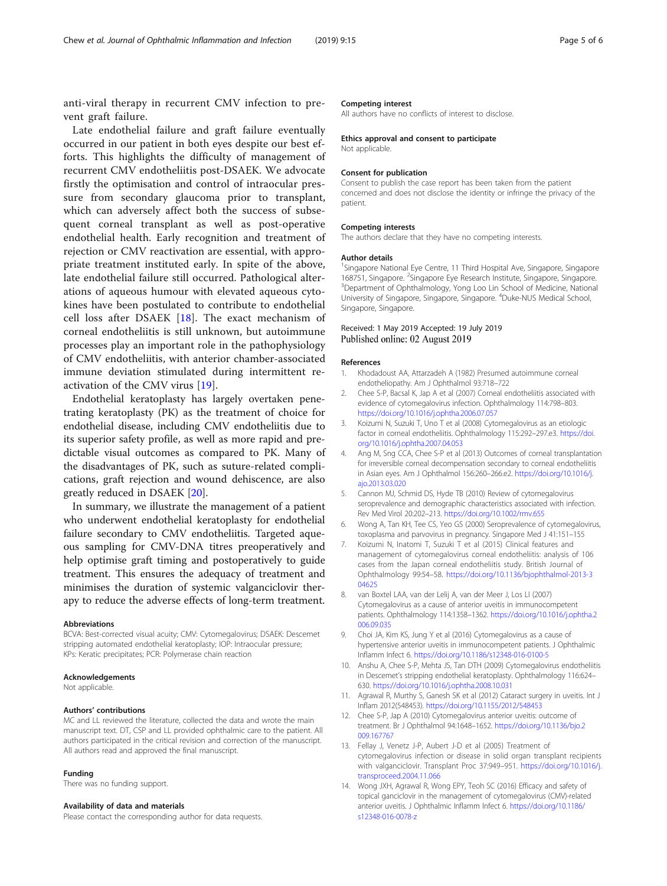anti-viral therapy in recurrent CMV infection to prevent graft failure.

Late endothelial failure and graft failure eventually occurred in our patient in both eyes despite our best efforts. This highlights the difficulty of management of recurrent CMV endotheliitis post-DSAEK. We advocate firstly the optimisation and control of intraocular pressure from secondary glaucoma prior to transplant, which can adversely affect both the success of subsequent corneal transplant as well as post-operative endothelial health. Early recognition and treatment of rejection or CMV reactivation are essential, with appropriate treatment instituted early. In spite of the above, late endothelial failure still occurred. Pathological alterations of aqueous humour with elevated aqueous cytokines have been postulated to contribute to endothelial cell loss after DSAEK [18]. The exact mechanism of corneal endotheliitis is still unknown, but autoimmune processes play an important role in the pathophysiology of CMV endotheliitis, with anterior chamber-associated immune deviation stimulated during intermittent reactivation of the CMV virus [19].

Endothelial keratoplasty has largely overtaken penetrating keratoplasty (PK) as the treatment of choice for endothelial disease, including CMV endotheliitis due to its superior safety profile, as well as more rapid and predictable visual outcomes as compared to PK. Many of the disadvantages of PK, such as suture-related complications, graft rejection and wound dehiscence, are also greatly reduced in DSAEK [20].

In summary, we illustrate the management of a patient who underwent endothelial keratoplasty for endothelial failure secondary to CMV endotheliitis. Targeted aqueous sampling for CMV-DNA titres preoperatively and help optimise graft timing and postoperatively to guide treatment. This ensures the adequacy of treatment and minimises the duration of systemic valganciclovir therapy to reduce the adverse effects of long-term treatment.

#### Abbreviations
BCVA: Best-corrected visual acuity; CMV: Cytomegalovirus; DSAEK: Descemet stripping automated endothelial keratoplasty; IOP: Intraocular pressure; KPs: Keratic precipitates; PCR: Polymerase chain reaction

#### Acknowledgements
Not applicable.

#### Authors' contributions
MC and LL reviewed the literature, collected the data and wrote the main manuscript text. DT, CSP and LL provided ophthalmic care to the patient. All authors participated in the critical revision and correction of the manuscript. All authors read and approved the final manuscript.

#### Funding
There was no funding support.

#### Availability of data and materials
Please contact the corresponding author for data requests.

#### Competing interest
All authors have no conflicts of interest to disclose.

#### Ethics approval and consent to participate
Not applicable.

#### Consent for publication
Consent to publish the case report has been taken from the patient concerned and does not disclose the identity or infringe the privacy of the patient.

#### Competing interests
The authors declare that they have no competing interests.

#### Author details
[1]Singapore National Eye Centre, 11 Third Hospital Ave, Singapore, Singapore 168751, Singapore. [2]Singapore Eye Research Institute, Singapore, Singapore. [3]Department of Ophthalmology, Yong Loo Lin School of Medicine, National University of Singapore, Singapore, Singapore. [4]Duke-NUS Medical School, Singapore, Singapore.

Received: 1 May 2019 Accepted: 19 July 2019
Published online: 02 August 2019

#### References
1. Khodadoust AA, Attarzadeh A (1982) Presumed autoimmune corneal endotheliopathy. Am J Ophthalmol 93:718–722
2. Chee S-P, Bacsal K, Jap A et al (2007) Corneal endotheliitis associated with evidence of cytomegalovirus infection. Ophthalmology 114:798–803. https://doi.org/10.1016/j.ophtha.2006.07.057
3. Koizumi N, Suzuki T, Uno T et al (2008) Cytomegalovirus as an etiologic factor in corneal endotheliitis. Ophthalmology 115:292–297.e3. https://doi.org/10.1016/j.ophtha.2007.04.053
4. Ang M, Sng CCA, Chee S-P et al (2013) Outcomes of corneal transplantation for irreversible corneal decompensation secondary to corneal endotheliitis in Asian eyes. Am J Ophthalmol 156:260–266.e2. https://doi.org/10.1016/j.ajo.2013.03.020
5. Cannon MJ, Schmid DS, Hyde TB (2010) Review of cytomegalovirus seroprevalence and demographic characteristics associated with infection. Rev Med Virol 20:202–213. https://doi.org/10.1002/rmv.655
6. Wong A, Tan KH, Tee CS, Yeo GS (2000) Seroprevalence of cytomegalovirus, toxoplasma and parvovirus in pregnancy. Singapore Med J 41:151–155
7. Koizumi N, Inatomi T, Suzuki T et al (2015) Clinical features and management of cytomegalovirus corneal endotheliitis: analysis of 106 cases from the Japan corneal endotheliitis study. British Journal of Ophthalmology 99:54–58. https://doi.org/10.1136/bjophthalmol-2013-304625
8. van Boxtel LAA, van der Lelij A, van der Meer J, Los LI (2007) Cytomegalovirus as a cause of anterior uveitis in immunocompetent patients. Ophthalmology 114:1358–1362. https://doi.org/10.1016/j.ophtha.2006.09.035
9. Choi JA, Kim KS, Jung Y et al (2016) Cytomegalovirus as a cause of hypertensive anterior uveitis in immunocompetent patients. J Ophthalmic Inflamm Infect 6. https://doi.org/10.1186/s12348-016-0100-5
10. Anshu A, Chee S-P, Mehta JS, Tan DTH (2009) Cytomegalovirus endotheliitis in Descemet's stripping endothelial keratoplasty. Ophthalmology 116:624–630. https://doi.org/10.1016/j.ophtha.2008.10.031
11. Agrawal R, Murthy S, Ganesh SK et al (2012) Cataract surgery in uveitis. Int J Inflam 2012(548453). https://doi.org/10.1155/2012/548453
12. Chee S-P, Jap A (2010) Cytomegalovirus anterior uveitis: outcome of treatment. Br J Ophthalmol 94:1648–1652. https://doi.org/10.1136/bjo.2009.167767
13. Fellay J, Venetz J-P, Aubert J-D et al (2005) Treatment of cytomegalovirus infection or disease in solid organ transplant recipients with valganciclovir. Transplant Proc 37:949–951. https://doi.org/10.1016/j.transproceed.2004.11.066
14. Wong JXH, Agrawal R, Wong EPY, Teoh SC (2016) Efficacy and safety of topical ganciclovir in the management of cytomegalovirus (CMV)-related anterior uveitis. J Ophthalmic Inflamm Infect 6. https://doi.org/10.1186/s12348-016-0078-z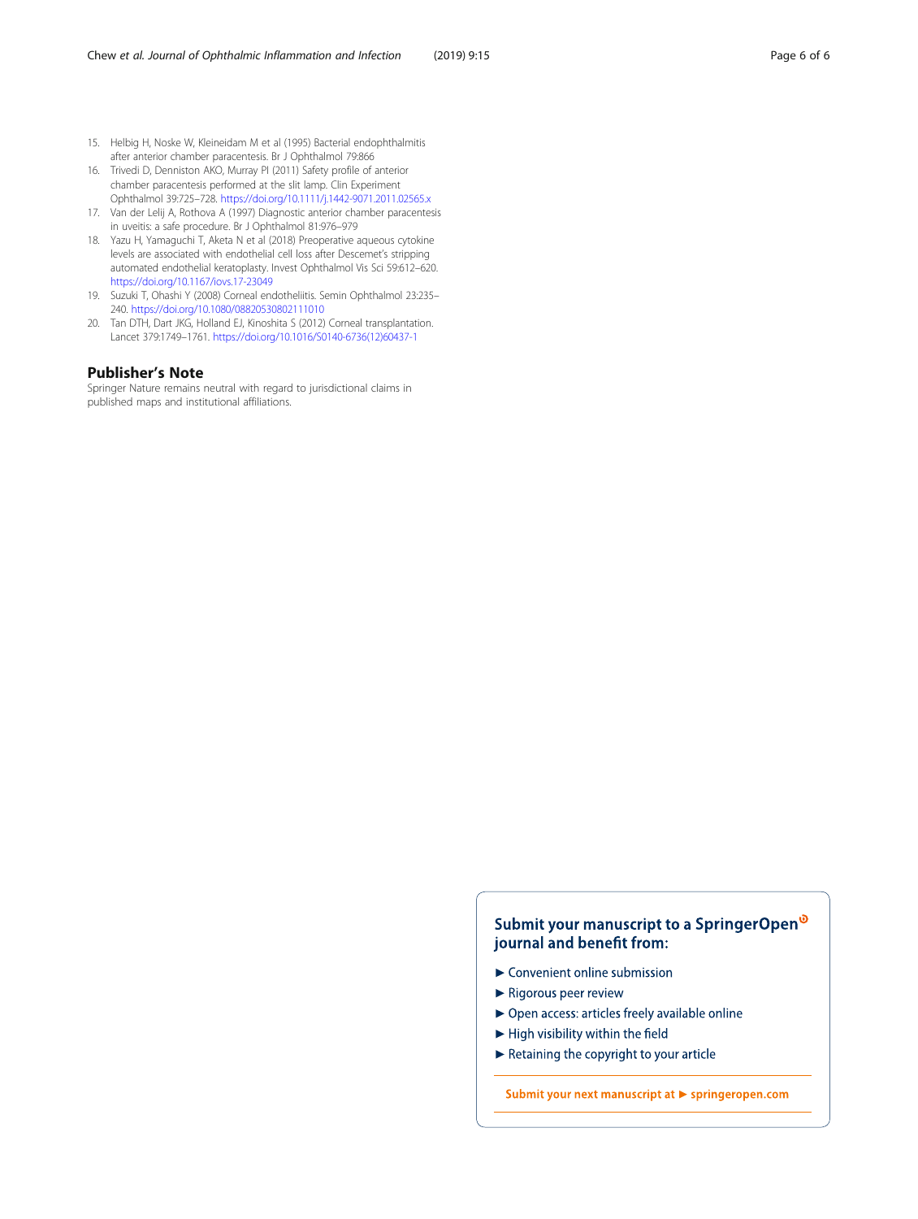15. Helbig H, Noske W, Kleineidam M et al (1995) Bacterial endophthalmitis after anterior chamber paracentesis. Br J Ophthalmol 79:866
16. Trivedi D, Denniston AKO, Murray PI (2011) Safety profile of anterior chamber paracentesis performed at the slit lamp. Clin Experiment Ophthalmol 39:725–728. https://doi.org/10.1111/j.1442-9071.2011.02565.x
17. Van der Lelij A, Rothova A (1997) Diagnostic anterior chamber paracentesis in uveitis: a safe procedure. Br J Ophthalmol 81:976–979
18. Yazu H, Yamaguchi T, Aketa N et al (2018) Preoperative aqueous cytokine levels are associated with endothelial cell loss after Descemet's stripping automated endothelial keratoplasty. Invest Ophthalmol Vis Sci 59:612–620. https://doi.org/10.1167/iovs.17-23049
19. Suzuki T, Ohashi Y (2008) Corneal endotheliitis. Semin Ophthalmol 23:235–240. https://doi.org/10.1080/08820530802111010
20. Tan DTH, Dart JKG, Holland EJ, Kinoshita S (2012) Corneal transplantation. Lancet 379:1749–1761. https://doi.org/10.1016/S0140-6736(12)60437-1

## Publisher's Note

Springer Nature remains neutral with regard to jurisdictional claims in published maps and institutional affiliations.

**Submit your manuscript to a SpringerOpen journal and benefit from:**

- ► Convenient online submission
- ► Rigorous peer review
- ► Open access: articles freely available online
- ► High visibility within the field
- ► Retaining the copyright to your article

**Submit your next manuscript at ► springeropen.com**